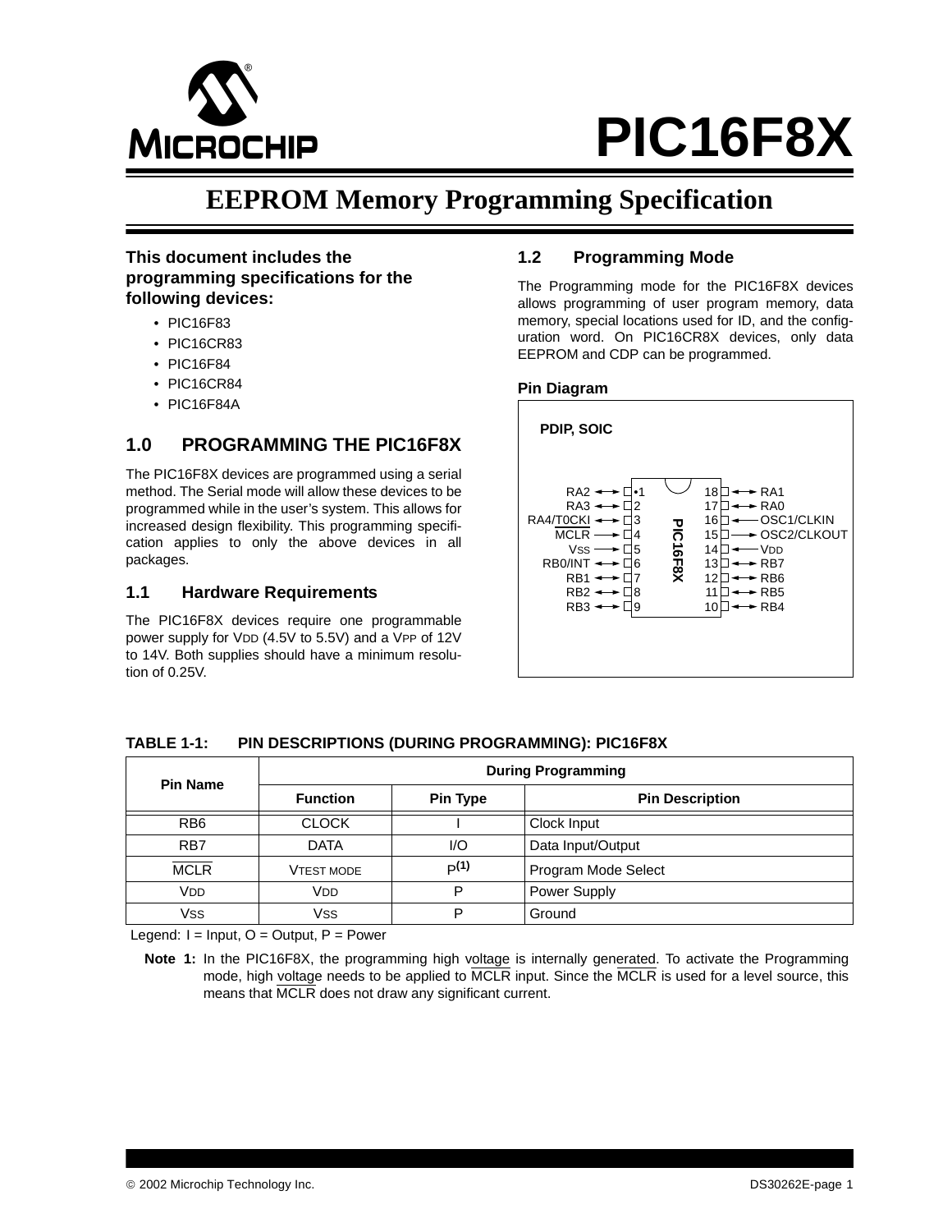# PIC16F8X

## EEPROM Memory Programming Specification

**This document includes the programming specifications for the following devices:**

- PIC16F83
- PIC16CR83
- PIC16F84
- PIC16CR84
- PIC16F84A

## 1.0 PROGRAMMING THE PIC16F8X

The PIC16F8X devices are programmed using a serial method. The Serial mode will allow these devices to be programmed while in the user's system. This allows for increased design flexibility. This programming specification applies to only the above devices in all packages.

### 1.1 Hardware Requirements

The PIC16F8X devices require one programmable power supply for VDD (4.5V to 5.5V) and a VPP of 12V to 14V. Both supplies should have a minimum resolution of 0.25V.

### 1.2 Programming Mode

The Programming mode for the PIC16F8X devices allows programming of user program memory, data memory, special locations used for ID, and the configuration word. On PIC16CR8X devices, only data EEPROM and CDP can be programmed.

**Pin Diagram**

PDIP, SOIC

| Pin Name | Pin | | Pin | Pin Name |
|---|---|---|---|---|
| RA2 | 1 | PIC16F8X | 18 | RA1 |
| RA3 | 2 | | 17 | RA0 |
| RA4/T0CKI | 3 | | 16 | OSC1/CLKIN |
| MCLR | 4 | | 15 | OSC2/CLKOUT |
| VSS | 5 | | 14 | VDD |
| RB0/INT | 6 | | 13 | RB7 |
| RB1 | 7 | | 12 | RB6 |
| RB2 | 8 | | 11 | RB5 |
| RB3 | 9 | | 10 | RB4 |

**TABLE 1-1: PIN DESCRIPTIONS (DURING PROGRAMMING): PIC16F8X**

| Pin Name | During Programming | | |
|---|---|---|---|
| | Function | Pin Type | Pin Description |
| RB6 | CLOCK | I | Clock Input |
| RB7 | DATA | I/O | Data Input/Output |
| MCLR | VTEST MODE | P(1) | Program Mode Select |
| VDD | VDD | P | Power Supply |
| VSS | VSS | P | Ground |

Legend: I = Input, O = Output, P = Power

**Note 1:** In the PIC16F8X, the programming high voltage is internally generated. To activate the Programming mode, high voltage needs to be applied to MCLR input. Since the MCLR is used for a level source, this means that MCLR does not draw any significant current.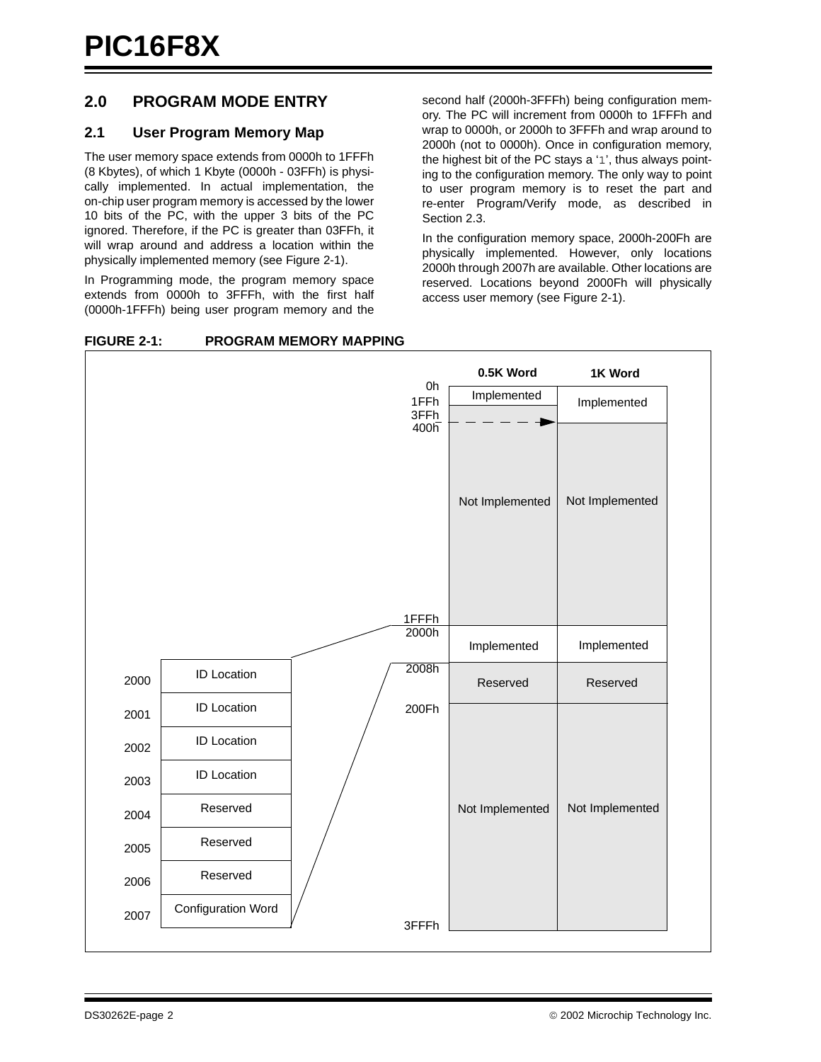## 2.0 PROGRAM MODE ENTRY

### 2.1 User Program Memory Map

The user memory space extends from 0000h to 1FFFh (8 Kbytes), of which 1 Kbyte (0000h - 03FFh) is physically implemented. In actual implementation, the on-chip user program memory is accessed by the lower 10 bits of the PC, with the upper 3 bits of the PC ignored. Therefore, if the PC is greater than 03FFh, it will wrap around and address a location within the physically implemented memory (see Figure 2-1).

In Programming mode, the program memory space extends from 0000h to 3FFFh, with the first half (0000h-1FFFh) being user program memory and the second half (2000h-3FFFh) being configuration memory. The PC will increment from 0000h to 1FFFh and wrap to 0000h, or 2000h to 3FFFh and wrap around to 2000h (not to 0000h). Once in configuration memory, the highest bit of the PC stays a '1', thus always pointing to the configuration memory. The only way to point to user program memory is to reset the part and re-enter Program/Verify mode, as described in Section 2.3.

In the configuration memory space, 2000h-200Fh are physically implemented. However, only locations 2000h through 2007h are available. Other locations are reserved. Locations beyond 2000Fh will physically access user memory (see Figure 2-1).

**FIGURE 2-1: PROGRAM MEMORY MAPPING**

| Address | 0.5K Word | 1K Word |
|---|---|---|
| 0h–1FFh | Implemented | Implemented |
| 1FFh–3FFh | Not Implemented (wraps to 0h) | Implemented |
| 400h–1FFFh | Not Implemented | Not Implemented |
| 2000h | Implemented | Implemented |
| 2008h | Reserved | Reserved |
| 200Fh–3FFFh | Not Implemented | Not Implemented |

| Address | Location |
|---|---|
| 2000 | ID Location |
| 2001 | ID Location |
| 2002 | ID Location |
| 2003 | ID Location |
| 2004 | Reserved |
| 2005 | Reserved |
| 2006 | Reserved |
| 2007 | Configuration Word |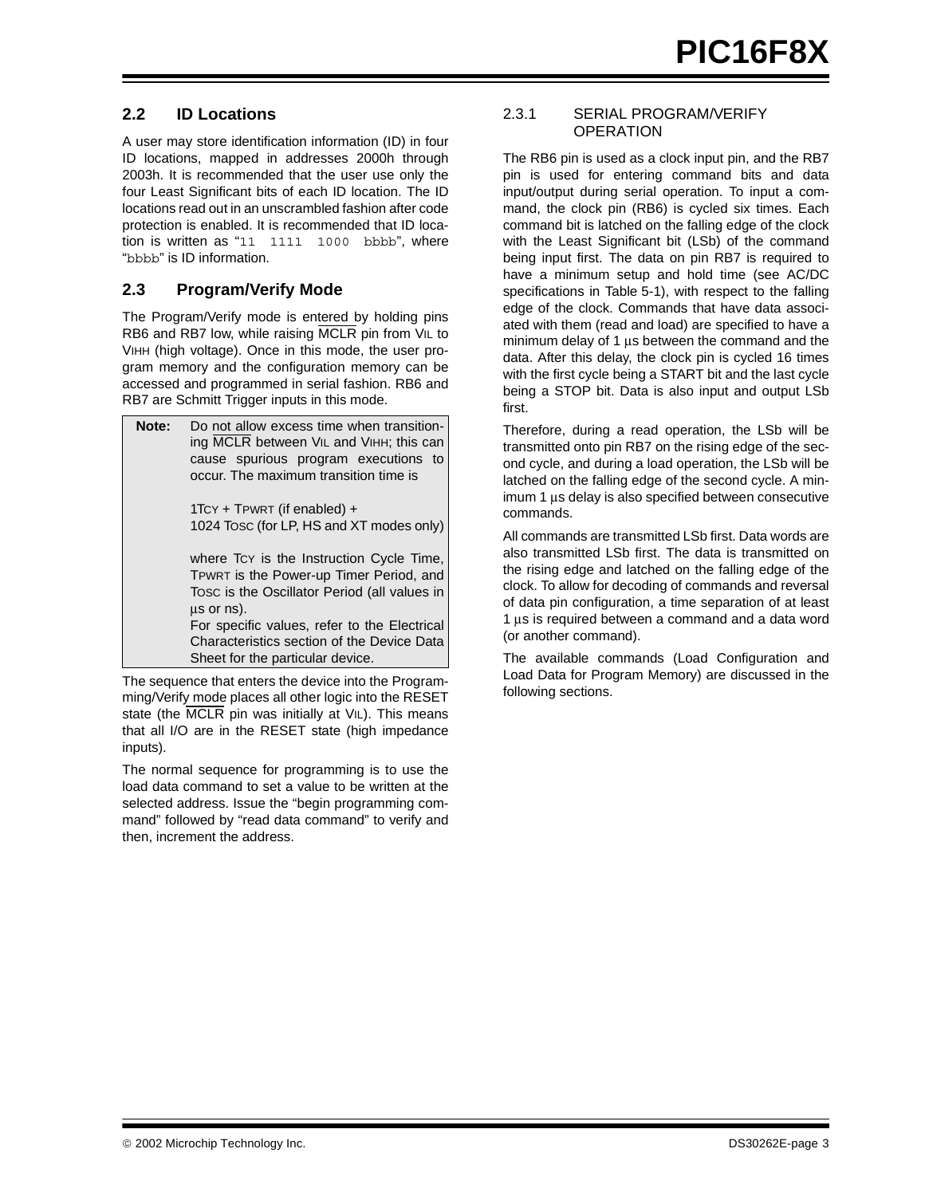## 2.2 ID Locations

A user may store identification information (ID) in four ID locations, mapped in addresses 2000h through 2003h. It is recommended that the user use only the four Least Significant bits of each ID location. The ID locations read out in an unscrambled fashion after code protection is enabled. It is recommended that ID location is written as "`11 1111 1000 bbbb`", where "`bbbb`" is ID information.

## 2.3 Program/Verify Mode

The Program/Verify mode is entered by holding pins RB6 and RB7 low, while raising $\overline{MCLR}$ pin from $V_{IL}$ to $V_{IHH}$ (high voltage). Once in this mode, the user program memory and the configuration memory can be accessed and programmed in serial fashion. RB6 and RB7 are Schmitt Trigger inputs in this mode.

> **Note:** Do not allow excess time when transitioning $\overline{MCLR}$ between $V_{IL}$ and $V_{IHH}$; this can cause spurious program executions to occur. The maximum transition time is
>
> $1T_{CY} + T_{PWRT}$ (if enabled) +
> 1024 $T_{OSC}$ (for LP, HS and XT modes only)
>
> where $T_{CY}$ is the Instruction Cycle Time, $T_{PWRT}$ is the Power-up Timer Period, and $T_{OSC}$ is the Oscillator Period (all values in µs or ns).
> For specific values, refer to the Electrical Characteristics section of the Device Data Sheet for the particular device.

The sequence that enters the device into the Programming/Verify mode places all other logic into the RESET state (the $\overline{MCLR}$ pin was initially at $V_{IL}$). This means that all I/O are in the RESET state (high impedance inputs).

The normal sequence for programming is to use the load data command to set a value to be written at the selected address. Issue the "begin programming command" followed by "read data command" to verify and then, increment the address.

### 2.3.1 SERIAL PROGRAM/VERIFY OPERATION

The RB6 pin is used as a clock input pin, and the RB7 pin is used for entering command bits and data input/output during serial operation. To input a command, the clock pin (RB6) is cycled six times. Each command bit is latched on the falling edge of the clock with the Least Significant bit (LSb) of the command being input first. The data on pin RB7 is required to have a minimum setup and hold time (see AC/DC specifications in Table 5-1), with respect to the falling edge of the clock. Commands that have data associated with them (read and load) are specified to have a minimum delay of 1 µs between the command and the data. After this delay, the clock pin is cycled 16 times with the first cycle being a START bit and the last cycle being a STOP bit. Data is also input and output LSb first.

Therefore, during a read operation, the LSb will be transmitted onto pin RB7 on the rising edge of the second cycle, and during a load operation, the LSb will be latched on the falling edge of the second cycle. A minimum 1 µs delay is also specified between consecutive commands.

All commands are transmitted LSb first. Data words are also transmitted LSb first. The data is transmitted on the rising edge and latched on the falling edge of the clock. To allow for decoding of commands and reversal of data pin configuration, a time separation of at least 1 µs is required between a command and a data word (or another command).

The available commands (Load Configuration and Load Data for Program Memory) are discussed in the following sections.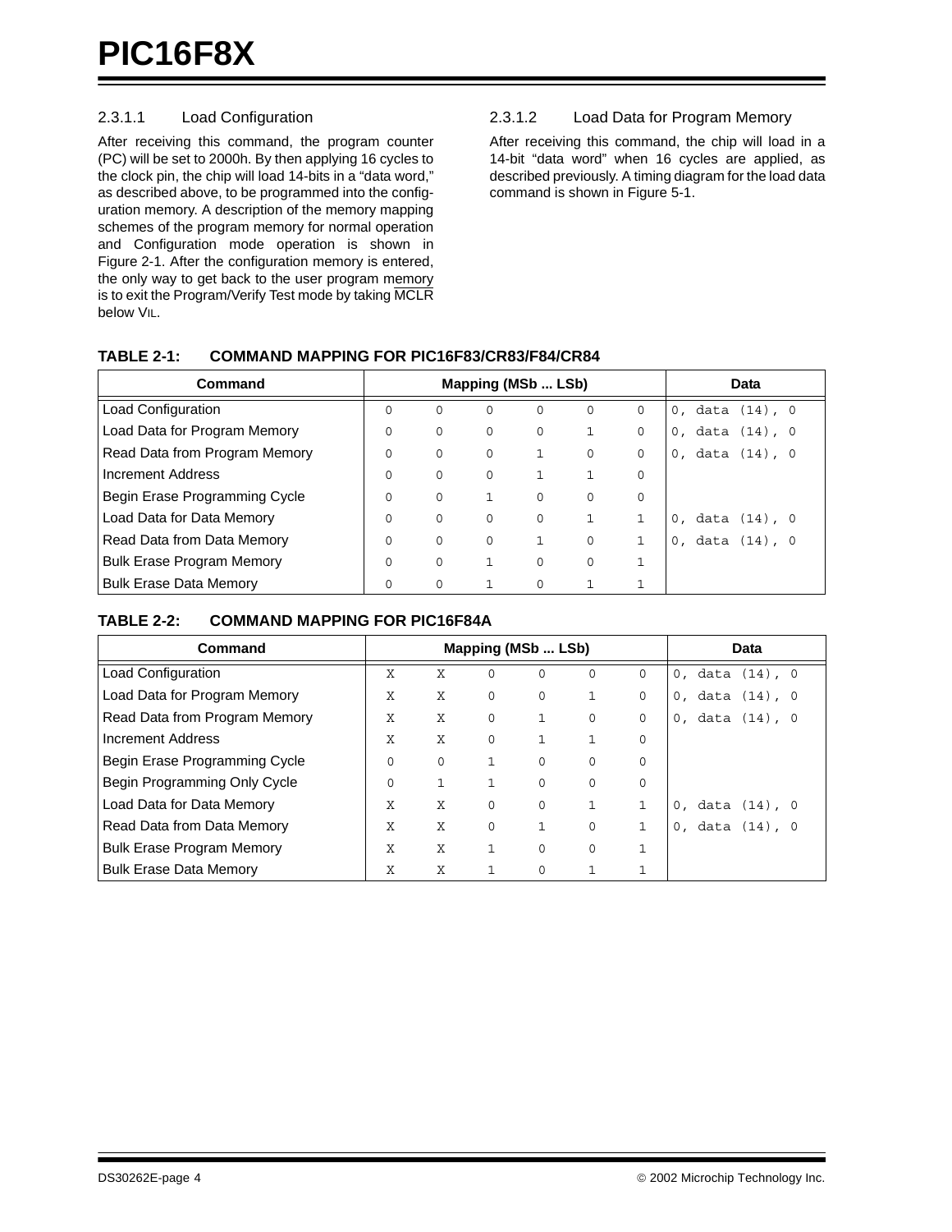#### 2.3.1.1 Load Configuration

After receiving this command, the program counter (PC) will be set to 2000h. By then applying 16 cycles to the clock pin, the chip will load 14-bits in a "data word," as described above, to be programmed into the configuration memory. A description of the memory mapping schemes of the program memory for normal operation and Configuration mode operation is shown in Figure 2-1. After the configuration memory is entered, the only way to get back to the user program memory is to exit the Program/Verify Test mode by taking $\overline{MCLR}$ below $V_{IL}$.

#### 2.3.1.2 Load Data for Program Memory

After receiving this command, the chip will load in a 14-bit "data word" when 16 cycles are applied, as described previously. A timing diagram for the load data command is shown in Figure 5-1.

**TABLE 2-1: COMMAND MAPPING FOR PIC16F83/CR83/F84/CR84**

| Command | Mapping (MSb ... LSb) | | | | | | Data |
|---|---|---|---|---|---|---|---|
| Load Configuration | 0 | 0 | 0 | 0 | 0 | 0 | 0, data (14), 0 |
| Load Data for Program Memory | 0 | 0 | 0 | 0 | 1 | 0 | 0, data (14), 0 |
| Read Data from Program Memory | 0 | 0 | 0 | 1 | 0 | 0 | 0, data (14), 0 |
| Increment Address | 0 | 0 | 0 | 1 | 1 | 0 | |
| Begin Erase Programming Cycle | 0 | 0 | 1 | 0 | 0 | 0 | |
| Load Data for Data Memory | 0 | 0 | 0 | 0 | 1 | 1 | 0, data (14), 0 |
| Read Data from Data Memory | 0 | 0 | 0 | 1 | 0 | 1 | 0, data (14), 0 |
| Bulk Erase Program Memory | 0 | 0 | 1 | 0 | 0 | 1 | |
| Bulk Erase Data Memory | 0 | 0 | 1 | 0 | 1 | 1 | |

**TABLE 2-2: COMMAND MAPPING FOR PIC16F84A**

| Command | Mapping (MSb ... LSb) | | | | | | Data |
|---|---|---|---|---|---|---|---|
| Load Configuration | X | X | 0 | 0 | 0 | 0 | 0, data (14), 0 |
| Load Data for Program Memory | X | X | 0 | 0 | 1 | 0 | 0, data (14), 0 |
| Read Data from Program Memory | X | X | 0 | 1 | 0 | 0 | 0, data (14), 0 |
| Increment Address | X | X | 0 | 1 | 1 | 0 | |
| Begin Erase Programming Cycle | 0 | 0 | 1 | 0 | 0 | 0 | |
| Begin Programming Only Cycle | 0 | 1 | 1 | 0 | 0 | 0 | |
| Load Data for Data Memory | X | X | 0 | 0 | 1 | 1 | 0, data (14), 0 |
| Read Data from Data Memory | X | X | 0 | 1 | 0 | 1 | 0, data (14), 0 |
| Bulk Erase Program Memory | X | X | 1 | 0 | 0 | 1 | |
| Bulk Erase Data Memory | X | X | 1 | 0 | 1 | 1 | |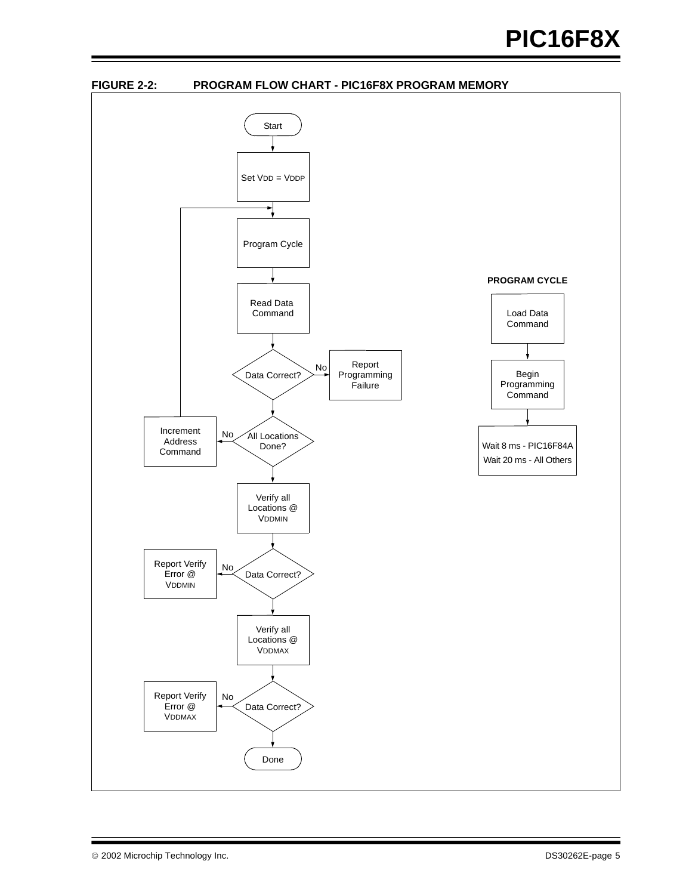**FIGURE 2-2: PROGRAM FLOW CHART - PIC16F8X PROGRAM MEMORY**

Start

Set $V_{DD}$ = $V_{DDP}$

Program Cycle

Read Data Command

Data Correct? — No → Report Programming Failure

All Locations Done? — No → Increment Address Command (returns to Program Cycle)

Verify all Locations @ $V_{DDMIN}$

Data Correct? — No → Report Verify Error @ $V_{DDMIN}$

Verify all Locations @ $V_{DDMAX}$

Data Correct? — No → Report Verify Error @ $V_{DDMAX}$

Done

**PROGRAM CYCLE**

Load Data Command

Begin Programming Command

Wait 8 ms - PIC16F84A
Wait 20 ms - All Others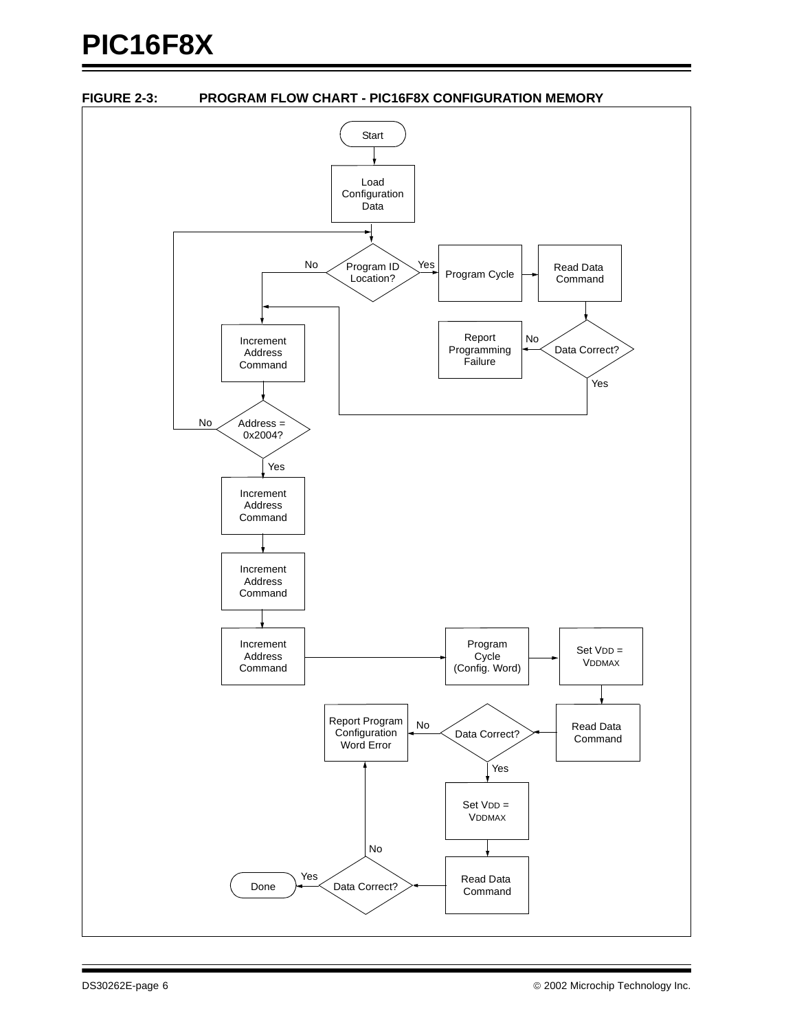**FIGURE 2-3: PROGRAM FLOW CHART - PIC16F8X CONFIGURATION MEMORY**

Start

Load Configuration Data

Program ID Location?

No

Yes

Program Cycle

Read Data Command

Increment Address Command

Report Programming Failure

No

Data Correct?

Yes

No

Address = 0x2004?

Yes

Increment Address Command

Increment Address Command

Increment Address Command

Program Cycle (Config. Word)

Set $V_{DD}$ = $V_{DDMAX}$

Report Program Configuration Word Error

No

Data Correct?

Read Data Command

Yes

Set $V_{DD}$ = $V_{DDMAX}$

No

Yes

Done

Data Correct?

Read Data Command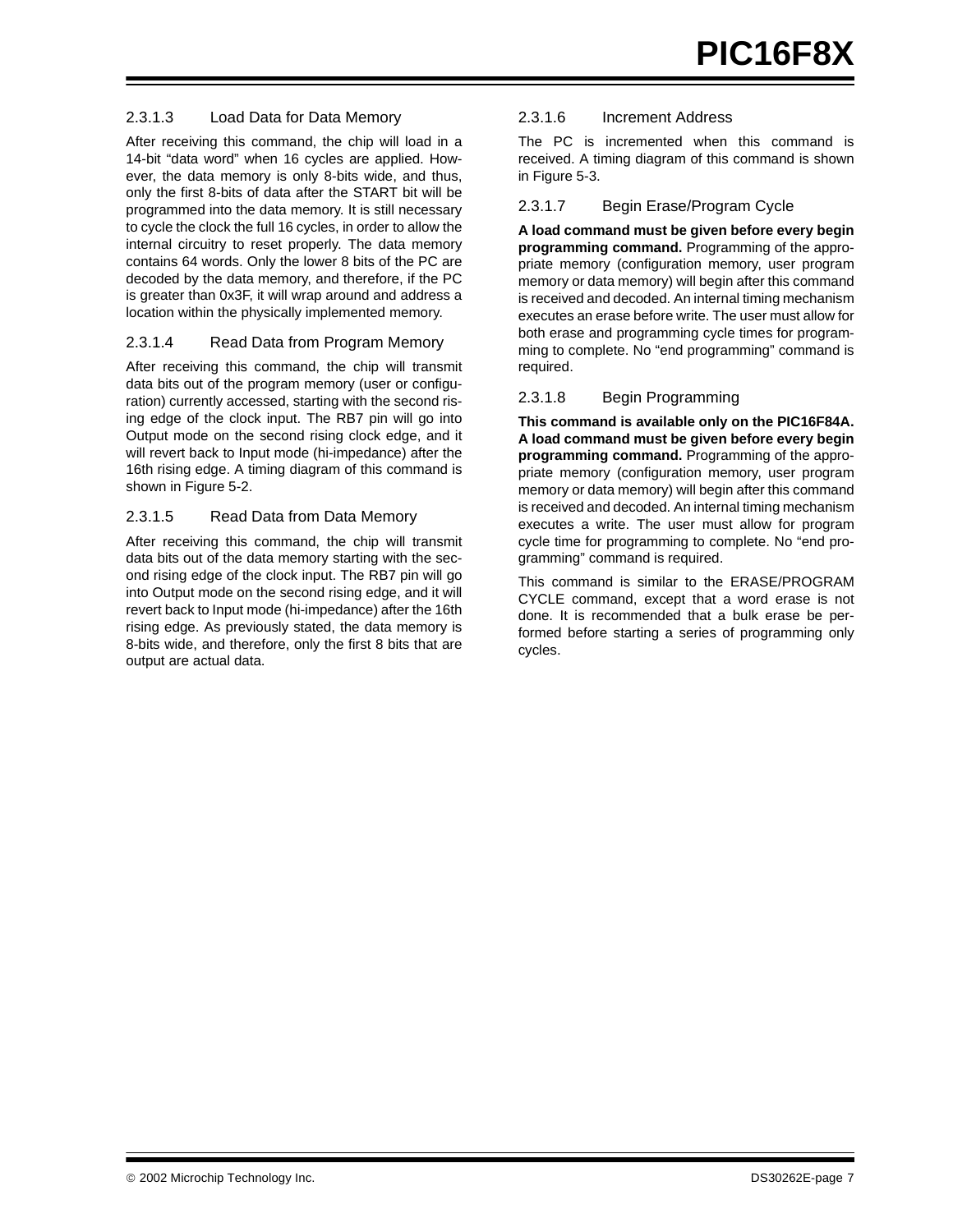#### 2.3.1.3 Load Data for Data Memory

After receiving this command, the chip will load in a 14-bit “data word” when 16 cycles are applied. However, the data memory is only 8-bits wide, and thus, only the first 8-bits of data after the START bit will be programmed into the data memory. It is still necessary to cycle the clock the full 16 cycles, in order to allow the internal circuitry to reset properly. The data memory contains 64 words. Only the lower 8 bits of the PC are decoded by the data memory, and therefore, if the PC is greater than 0x3F, it will wrap around and address a location within the physically implemented memory.

#### 2.3.1.4 Read Data from Program Memory

After receiving this command, the chip will transmit data bits out of the program memory (user or configuration) currently accessed, starting with the second rising edge of the clock input. The RB7 pin will go into Output mode on the second rising clock edge, and it will revert back to Input mode (hi-impedance) after the 16th rising edge. A timing diagram of this command is shown in Figure 5-2.

#### 2.3.1.5 Read Data from Data Memory

After receiving this command, the chip will transmit data bits out of the data memory starting with the second rising edge of the clock input. The RB7 pin will go into Output mode on the second rising edge, and it will revert back to Input mode (hi-impedance) after the 16th rising edge. As previously stated, the data memory is 8-bits wide, and therefore, only the first 8 bits that are output are actual data.

#### 2.3.1.6 Increment Address

The PC is incremented when this command is received. A timing diagram of this command is shown in Figure 5-3.

#### 2.3.1.7 Begin Erase/Program Cycle

**A load command must be given before every begin programming command.** Programming of the appropriate memory (configuration memory, user program memory or data memory) will begin after this command is received and decoded. An internal timing mechanism executes an erase before write. The user must allow for both erase and programming cycle times for programming to complete. No “end programming” command is required.

#### 2.3.1.8 Begin Programming

**This command is available only on the PIC16F84A. A load command must be given before every begin programming command.** Programming of the appropriate memory (configuration memory, user program memory or data memory) will begin after this command is received and decoded. An internal timing mechanism executes a write. The user must allow for program cycle time for programming to complete. No “end programming” command is required.

This command is similar to the ERASE/PROGRAM CYCLE command, except that a word erase is not done. It is recommended that a bulk erase be performed before starting a series of programming only cycles.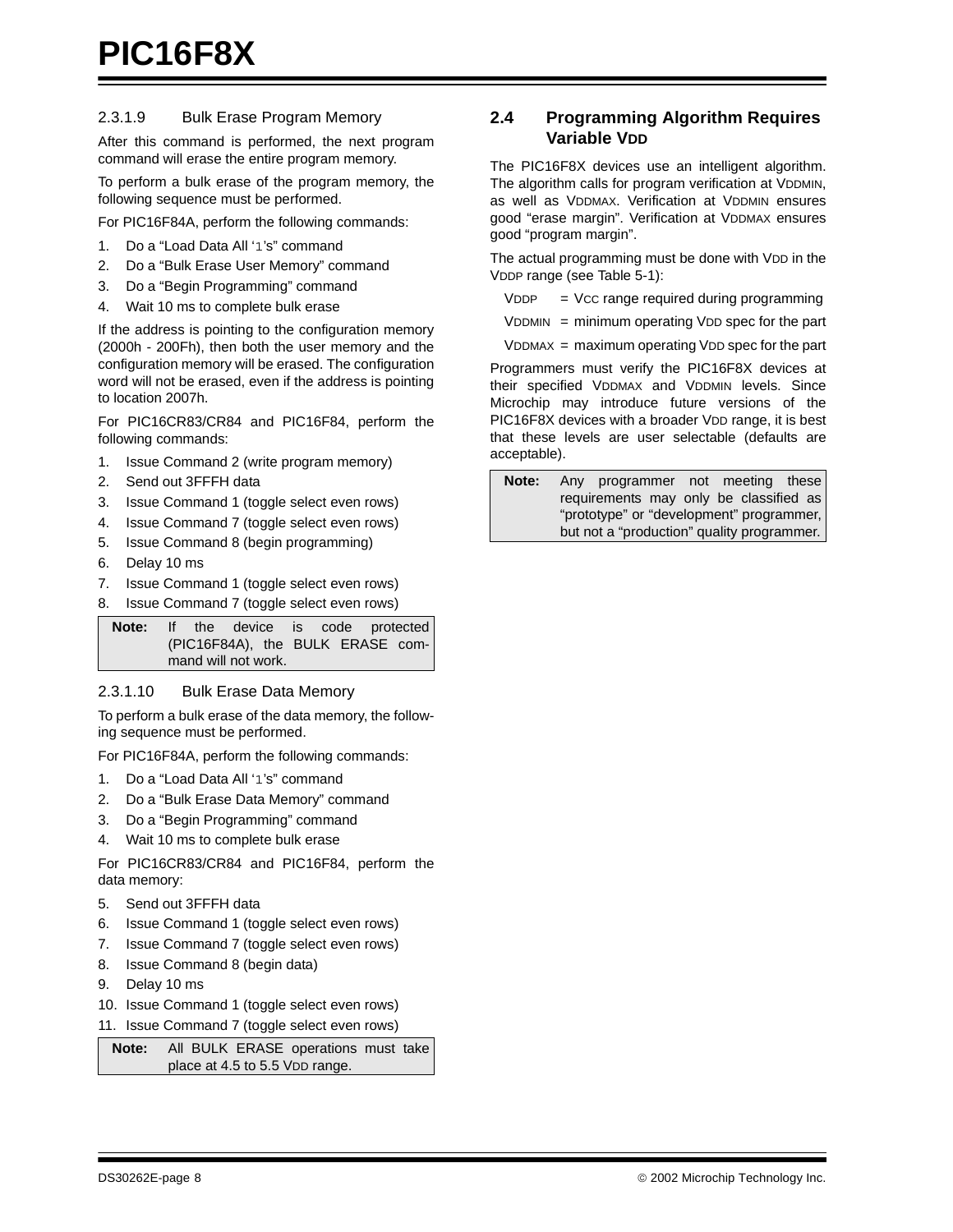#### 2.3.1.9 Bulk Erase Program Memory

After this command is performed, the next program command will erase the entire program memory.

To perform a bulk erase of the program memory, the following sequence must be performed.

For PIC16F84A, perform the following commands:

1. Do a “Load Data All ‘1’s” command
2. Do a “Bulk Erase User Memory” command
3. Do a “Begin Programming” command
4. Wait 10 ms to complete bulk erase

If the address is pointing to the configuration memory (2000h - 200Fh), then both the user memory and the configuration memory will be erased. The configuration word will not be erased, even if the address is pointing to location 2007h.

For PIC16CR83/CR84 and PIC16F84, perform the following commands:

1. Issue Command 2 (write program memory)
2. Send out 3FFFH data
3. Issue Command 1 (toggle select even rows)
4. Issue Command 7 (toggle select even rows)
5. Issue Command 8 (begin programming)
6. Delay 10 ms
7. Issue Command 1 (toggle select even rows)
8. Issue Command 7 (toggle select even rows)

| **Note:** | If the device is code protected (PIC16F84A), the BULK ERASE command will not work. |
|---|---|

#### 2.3.1.10 Bulk Erase Data Memory

To perform a bulk erase of the data memory, the following sequence must be performed.

For PIC16F84A, perform the following commands:

1. Do a “Load Data All ‘1’s” command
2. Do a “Bulk Erase Data Memory” command
3. Do a “Begin Programming” command
4. Wait 10 ms to complete bulk erase

For PIC16CR83/CR84 and PIC16F84, perform the data memory:

5. Send out 3FFFH data
6. Issue Command 1 (toggle select even rows)
7. Issue Command 7 (toggle select even rows)
8. Issue Command 8 (begin data)
9. Delay 10 ms
10. Issue Command 1 (toggle select even rows)
11. Issue Command 7 (toggle select even rows)

| **Note:** | All BULK ERASE operations must take place at 4.5 to 5.5 $V_{DD}$ range. |
|---|---|

## 2.4 Programming Algorithm Requires Variable $V_{DD}$

The PIC16F8X devices use an intelligent algorithm. The algorithm calls for program verification at $V_{DDMIN}$, as well as $V_{DDMAX}$. Verification at $V_{DDMIN}$ ensures good “erase margin”. Verification at $V_{DDMAX}$ ensures good “program margin”.

The actual programming must be done with $V_{DD}$ in the $V_{DDP}$ range (see Table 5-1):

$V_{DDP}$ = $V_{CC}$ range required during programming

$V_{DDMIN}$ = minimum operating $V_{DD}$ spec for the part

$V_{DDMAX}$ = maximum operating $V_{DD}$ spec for the part

Programmers must verify the PIC16F8X devices at their specified $V_{DDMAX}$ and $V_{DDMIN}$ levels. Since Microchip may introduce future versions of the PIC16F8X devices with a broader $V_{DD}$ range, it is best that these levels are user selectable (defaults are acceptable).

| **Note:** | Any programmer not meeting these requirements may only be classified as “prototype” or “development” programmer, but not a “production” quality programmer. |
|---|---|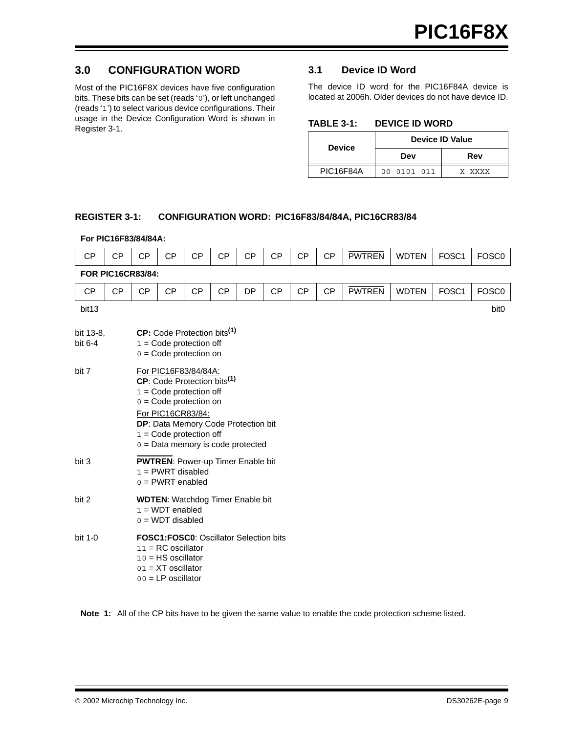## 3.0 CONFIGURATION WORD

Most of the PIC16F8X devices have five configuration bits. These bits can be set (reads '0'), or left unchanged (reads '1') to select various device configurations. Their usage in the Device Configuration Word is shown in Register 3-1.

## 3.1 Device ID Word

The device ID word for the PIC16F84A device is located at 2006h. Older devices do not have device ID.

**TABLE 3-1: DEVICE ID WORD**

| Device | Device ID Value | |
|---|---|---|
| | Dev | Rev |
| PIC16F84A | 00 0101 011 | X XXXX |

**REGISTER 3-1: CONFIGURATION WORD: PIC16F83/84/84A, PIC16CR83/84**

**For PIC16F83/84/84A:**

| CP | CP | CP | CP | CP | CP | CP | CP | CP | CP | $\overline{PWTREN}$ | WDTEN | FOSC1 | FOSC0 |
|---|---|---|---|---|---|---|---|---|---|---|---|---|---|

**FOR PIC16CR83/84:**

| CP | CP | CP | CP | CP | CP | DP | CP | CP | CP | $\overline{PWTREN}$ | WDTEN | FOSC1 | FOSC0 |
|---|---|---|---|---|---|---|---|---|---|---|---|---|---|
| bit13 | | | | | | | | | | | | | bit0 |

bit 13-8, bit 6-4 — **CP:** Code Protection bits(1)
- 1 = Code protection off
- 0 = Code protection on

bit 7 — For PIC16F83/84/84A:
**CP**: Code Protection bits(1)
- 1 = Code protection off
- 0 = Code protection on

For PIC16CR83/84:
**DP**: Data Memory Code Protection bit
- 1 = Code protection off
- 0 = Data memory is code protected

bit 3 — **$\overline{PWTREN}$**: Power-up Timer Enable bit
- 1 = PWRT disabled
- 0 = PWRT enabled

bit 2 — **WDTEN**: Watchdog Timer Enable bit
- 1 = WDT enabled
- 0 = WDT disabled

bit 1-0 — **FOSC1:FOSC0**: Oscillator Selection bits
- 11 = RC oscillator
- 10 = HS oscillator
- 01 = XT oscillator
- 00 = LP oscillator

**Note 1:** All of the CP bits have to be given the same value to enable the code protection scheme listed.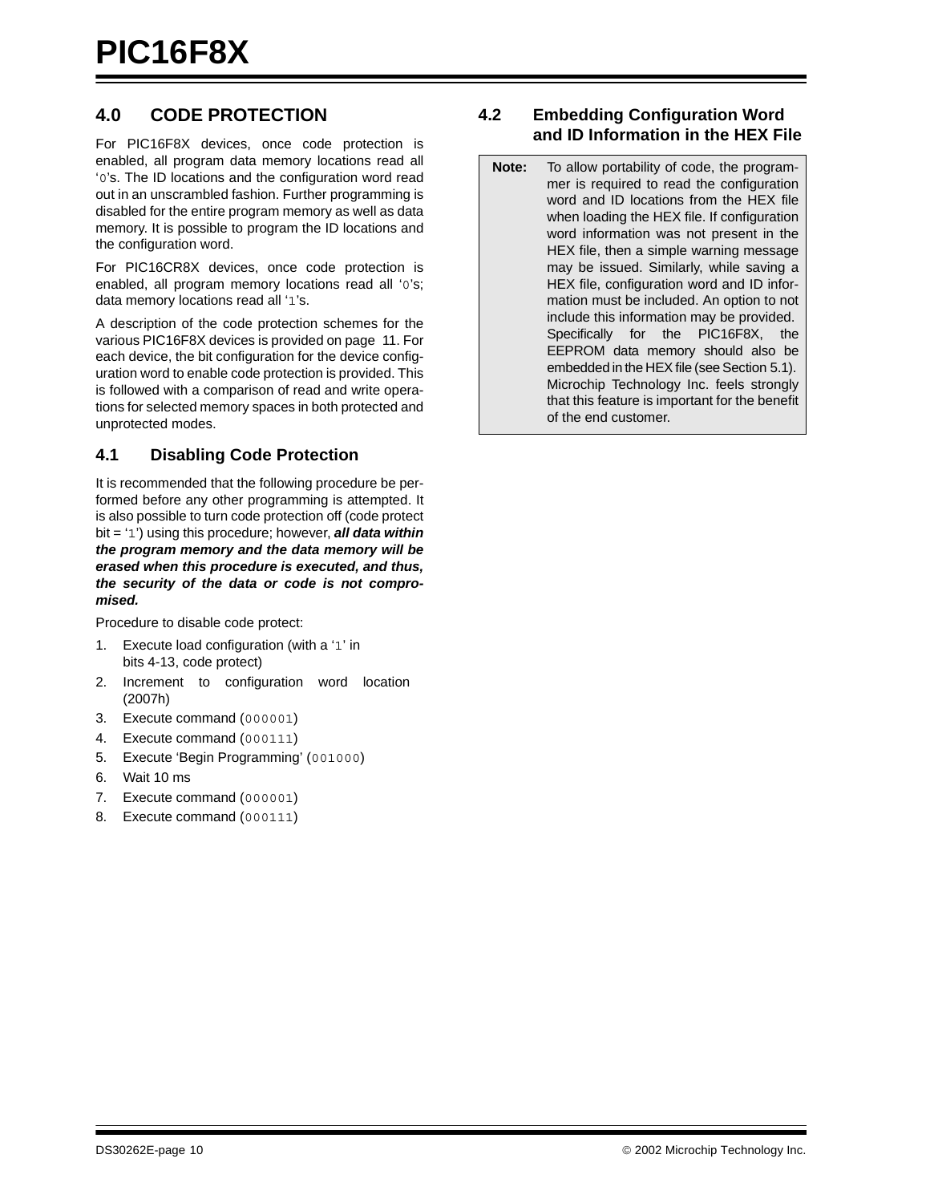## 4.0 CODE PROTECTION

For PIC16F8X devices, once code protection is enabled, all program data memory locations read all '0's. The ID locations and the configuration word read out in an unscrambled fashion. Further programming is disabled for the entire program memory as well as data memory. It is possible to program the ID locations and the configuration word.

For PIC16CR8X devices, once code protection is enabled, all program memory locations read all '0's; data memory locations read all '1's.

A description of the code protection schemes for the various PIC16F8X devices is provided on page 11. For each device, the bit configuration for the device configuration word to enable code protection is provided. This is followed with a comparison of read and write operations for selected memory spaces in both protected and unprotected modes.

### 4.1 Disabling Code Protection

It is recommended that the following procedure be performed before any other programming is attempted. It is also possible to turn code protection off (code protect bit = '1') using this procedure; however, ***all data within the program memory and the data memory will be erased when this procedure is executed, and thus, the security of the data or code is not compromised.***

Procedure to disable code protect:

1. Execute load configuration (with a '1' in bits 4-13, code protect)
2. Increment to configuration word location (2007h)
3. Execute command (`000001`)
4. Execute command (`000111`)
5. Execute 'Begin Programming' (`001000`)
6. Wait 10 ms
7. Execute command (`000001`)
8. Execute command (`000111`)

### 4.2 Embedding Configuration Word and ID Information in the HEX File

> **Note:** To allow portability of code, the programmer is required to read the configuration word and ID locations from the HEX file when loading the HEX file. If configuration word information was not present in the HEX file, then a simple warning message may be issued. Similarly, while saving a HEX file, configuration word and ID information must be included. An option to not include this information may be provided.
> Specifically for the PIC16F8X, the EEPROM data memory should also be embedded in the HEX file (see Section 5.1).
> Microchip Technology Inc. feels strongly that this feature is important for the benefit of the end customer.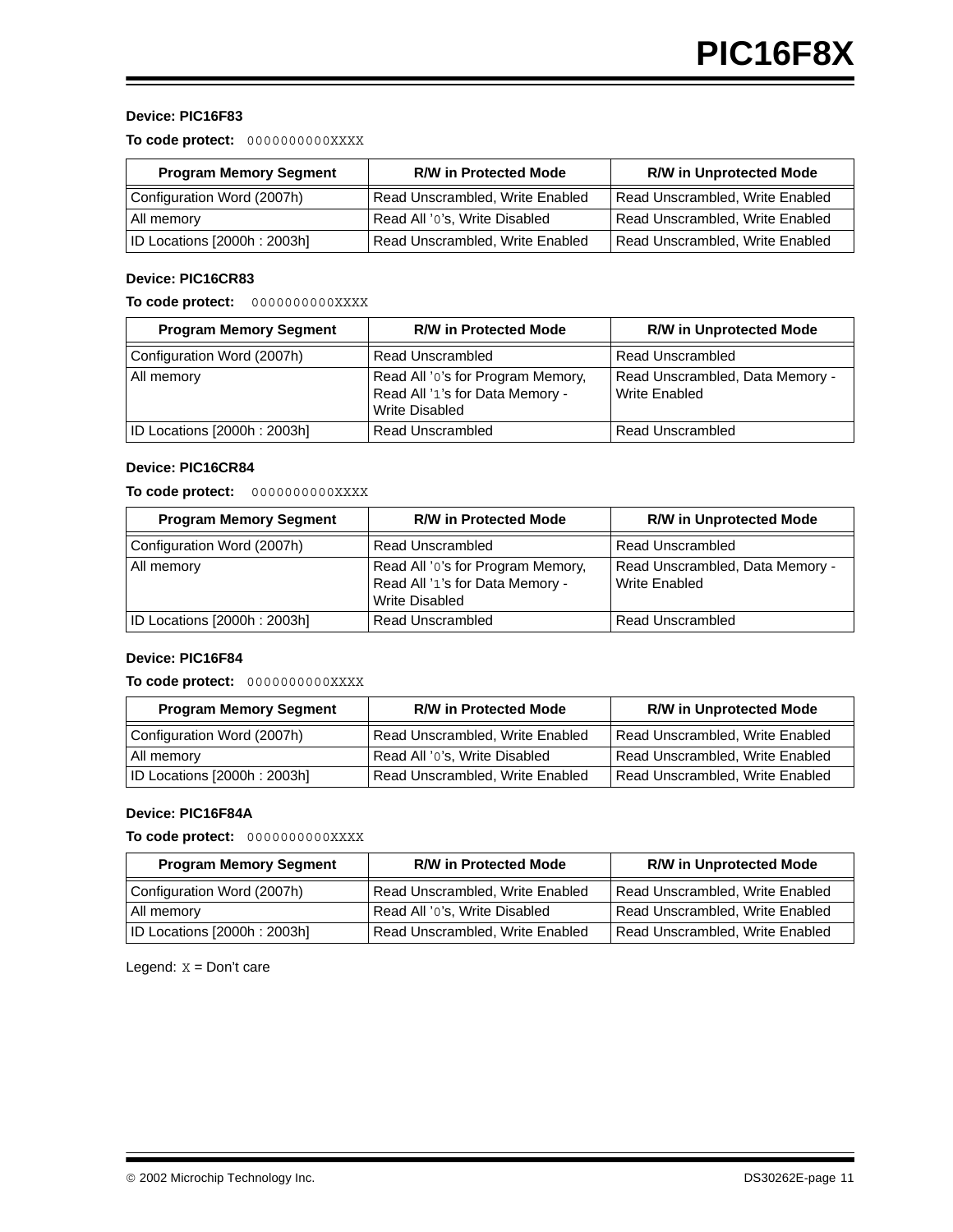**Device: PIC16F83**

**To code protect:** `0000000000XXXX`

| Program Memory Segment | R/W in Protected Mode | R/W in Unprotected Mode |
|---|---|---|
| Configuration Word (2007h) | Read Unscrambled, Write Enabled | Read Unscrambled, Write Enabled |
| All memory | Read All '0's, Write Disabled | Read Unscrambled, Write Enabled |
| ID Locations [2000h : 2003h] | Read Unscrambled, Write Enabled | Read Unscrambled, Write Enabled |

**Device: PIC16CR83**

**To code protect:** `0000000000XXXX`

| Program Memory Segment | R/W in Protected Mode | R/W in Unprotected Mode |
|---|---|---|
| Configuration Word (2007h) | Read Unscrambled | Read Unscrambled |
| All memory | Read All '0's for Program Memory, Read All '1's for Data Memory - Write Disabled | Read Unscrambled, Data Memory - Write Enabled |
| ID Locations [2000h : 2003h] | Read Unscrambled | Read Unscrambled |

**Device: PIC16CR84**

**To code protect:** `0000000000XXXX`

| Program Memory Segment | R/W in Protected Mode | R/W in Unprotected Mode |
|---|---|---|
| Configuration Word (2007h) | Read Unscrambled | Read Unscrambled |
| All memory | Read All '0's for Program Memory, Read All '1's for Data Memory - Write Disabled | Read Unscrambled, Data Memory - Write Enabled |
| ID Locations [2000h : 2003h] | Read Unscrambled | Read Unscrambled |

**Device: PIC16F84**

**To code protect:** `0000000000XXXX`

| Program Memory Segment | R/W in Protected Mode | R/W in Unprotected Mode |
|---|---|---|
| Configuration Word (2007h) | Read Unscrambled, Write Enabled | Read Unscrambled, Write Enabled |
| All memory | Read All '0's, Write Disabled | Read Unscrambled, Write Enabled |
| ID Locations [2000h : 2003h] | Read Unscrambled, Write Enabled | Read Unscrambled, Write Enabled |

**Device: PIC16F84A**

**To code protect:** `0000000000XXXX`

| Program Memory Segment | R/W in Protected Mode | R/W in Unprotected Mode |
|---|---|---|
| Configuration Word (2007h) | Read Unscrambled, Write Enabled | Read Unscrambled, Write Enabled |
| All memory | Read All '0's, Write Disabled | Read Unscrambled, Write Enabled |
| ID Locations [2000h : 2003h] | Read Unscrambled, Write Enabled | Read Unscrambled, Write Enabled |

Legend: `X` = Don't care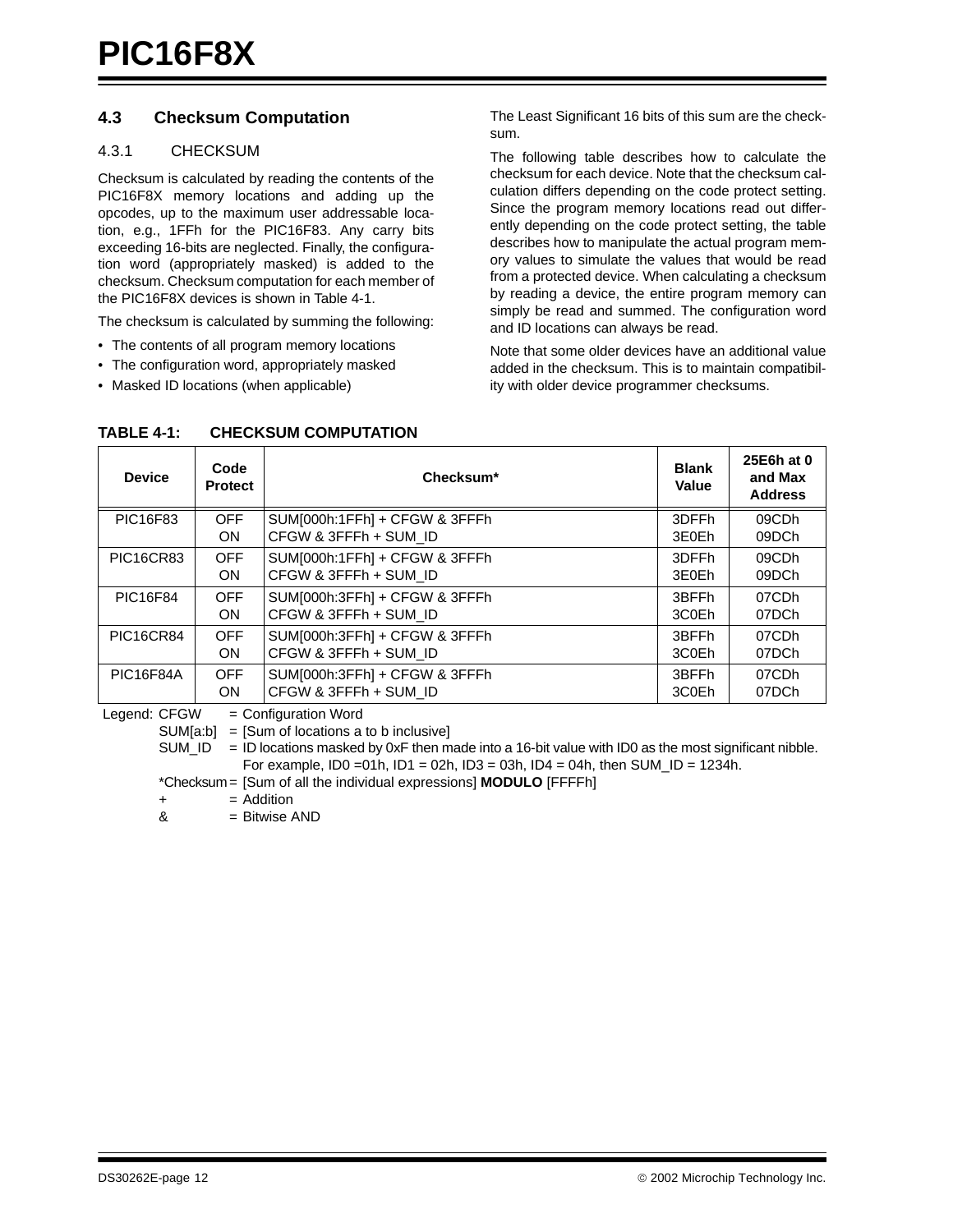## 4.3 Checksum Computation

### 4.3.1 CHECKSUM

Checksum is calculated by reading the contents of the PIC16F8X memory locations and adding up the opcodes, up to the maximum user addressable location, e.g., 1FFh for the PIC16F83. Any carry bits exceeding 16-bits are neglected. Finally, the configuration word (appropriately masked) is added to the checksum. Checksum computation for each member of the PIC16F8X devices is shown in Table 4-1.

The checksum is calculated by summing the following:

- The contents of all program memory locations
- The configuration word, appropriately masked
- Masked ID locations (when applicable)

The Least Significant 16 bits of this sum are the checksum.

The following table describes how to calculate the checksum for each device. Note that the checksum calculation differs depending on the code protect setting. Since the program memory locations read out differently depending on the code protect setting, the table describes how to manipulate the actual program memory values to simulate the values that would be read from a protected device. When calculating a checksum by reading a device, the entire program memory can simply be read and summed. The configuration word and ID locations can always be read.

Note that some older devices have an additional value added in the checksum. This is to maintain compatibility with older device programmer checksums.

**TABLE 4-1: CHECKSUM COMPUTATION**

| Device | Code Protect | Checksum* | Blank Value | 25E6h at 0 and Max Address |
|---|---|---|---|---|
| PIC16F83 | OFF | SUM[000h:1FFh] + CFGW & 3FFFh | 3DFFh | 09CDh |
| | ON | CFGW & 3FFFh + SUM_ID | 3E0Eh | 09DCh |
| PIC16CR83 | OFF | SUM[000h:1FFh] + CFGW & 3FFFh | 3DFFh | 09CDh |
| | ON | CFGW & 3FFFh + SUM_ID | 3E0Eh | 09DCh |
| PIC16F84 | OFF | SUM[000h:3FFh] + CFGW & 3FFFh | 3BFFh | 07CDh |
| | ON | CFGW & 3FFFh + SUM_ID | 3C0Eh | 07DCh |
| PIC16CR84 | OFF | SUM[000h:3FFh] + CFGW & 3FFFh | 3BFFh | 07CDh |
| | ON | CFGW & 3FFFh + SUM_ID | 3C0Eh | 07DCh |
| PIC16F84A | OFF | SUM[000h:3FFh] + CFGW & 3FFFh | 3BFFh | 07CDh |
| | ON | CFGW & 3FFFh + SUM_ID | 3C0Eh | 07DCh |

Legend: CFGW = Configuration Word
SUM[a:b] = [Sum of locations a to b inclusive]
SUM_ID = ID locations masked by 0xF then made into a 16-bit value with ID0 as the most significant nibble. For example, ID0 =01h, ID1 = 02h, ID3 = 03h, ID4 = 04h, then SUM_ID = 1234h.
*Checksum = [Sum of all the individual expressions] **MODULO** [FFFFh]
\+ = Addition
& = Bitwise AND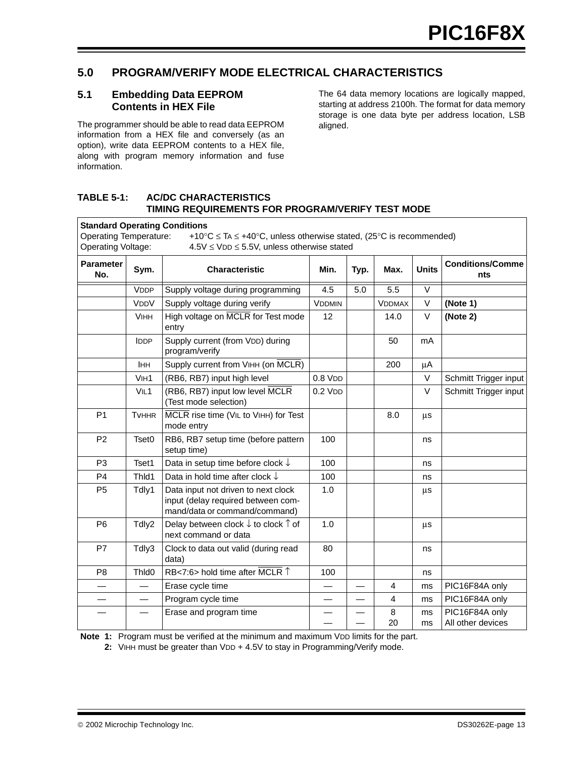## 5.0 PROGRAM/VERIFY MODE ELECTRICAL CHARACTERISTICS

### 5.1 Embedding Data EEPROM Contents in HEX File

The programmer should be able to read data EEPROM information from a HEX file and conversely (as an option), write data EEPROM contents to a HEX file, along with program memory information and fuse information.

The 64 data memory locations are logically mapped, starting at address 2100h. The format for data memory storage is one data byte per address location, LSB aligned.

**TABLE 5-1: AC/DC CHARACTERISTICS TIMING REQUIREMENTS FOR PROGRAM/VERIFY TEST MODE**

**Standard Operating Conditions**
Operating Temperature: +10°C ≤ TA ≤ +40°C, unless otherwise stated, (25°C is recommended)
Operating Voltage: 4.5V ≤ VDD ≤ 5.5V, unless otherwise stated

| Parameter No. | Sym. | Characteristic | Min. | Typ. | Max. | Units | Conditions/Comments |
|---|---|---|---|---|---|---|---|
| | VDDP | Supply voltage during programming | 4.5 | 5.0 | 5.5 | V | |
| | VDDV | Supply voltage during verify | VDDMIN | | VDDMAX | V | **(Note 1)** |
| | VIHH | High voltage on $\overline{\text{MCLR}}$ for Test mode entry | 12 | | 14.0 | V | **(Note 2)** |
| | IDDP | Supply current (from VDD) during program/verify | | | 50 | mA | |
| | IHH | Supply current from VIHH (on $\overline{\text{MCLR}}$) | | | 200 | μA | |
| | VIH1 | (RB6, RB7) input high level | 0.8 VDD | | | V | Schmitt Trigger input |
| | VIL1 | (RB6, RB7) input low level $\overline{\text{MCLR}}$ (Test mode selection) | 0.2 VDD | | | V | Schmitt Trigger input |
| P1 | TVHHR | $\overline{\text{MCLR}}$ rise time (VIL to VIHH) for Test mode entry | | | 8.0 | μs | |
| P2 | Tset0 | RB6, RB7 setup time (before pattern setup time) | 100 | | | ns | |
| P3 | Tset1 | Data in setup time before clock ↓ | 100 | | | ns | |
| P4 | Thld1 | Data in hold time after clock ↓ | 100 | | | ns | |
| P5 | Tdly1 | Data input not driven to next clock input (delay required between command/data or command/command) | 1.0 | | | μs | |
| P6 | Tdly2 | Delay between clock ↓ to clock ↑ of next command or data | 1.0 | | | μs | |
| P7 | Tdly3 | Clock to data out valid (during read data) | 80 | | | ns | |
| P8 | Thld0 | RB<7:6> hold time after $\overline{\text{MCLR}}$ ↑ | 100 | | | ns | |
| — | — | Erase cycle time | — | — | 4 | ms | PIC16F84A only |
| — | — | Program cycle time | — | — | 4 | ms | PIC16F84A only |
| — | — | Erase and program time | —<br>— | —<br>— | 8<br>20 | ms<br>ms | PIC16F84A only<br>All other devices |

**Note 1:** Program must be verified at the minimum and maximum VDD limits for the part.

**2:** VIHH must be greater than VDD + 4.5V to stay in Programming/Verify mode.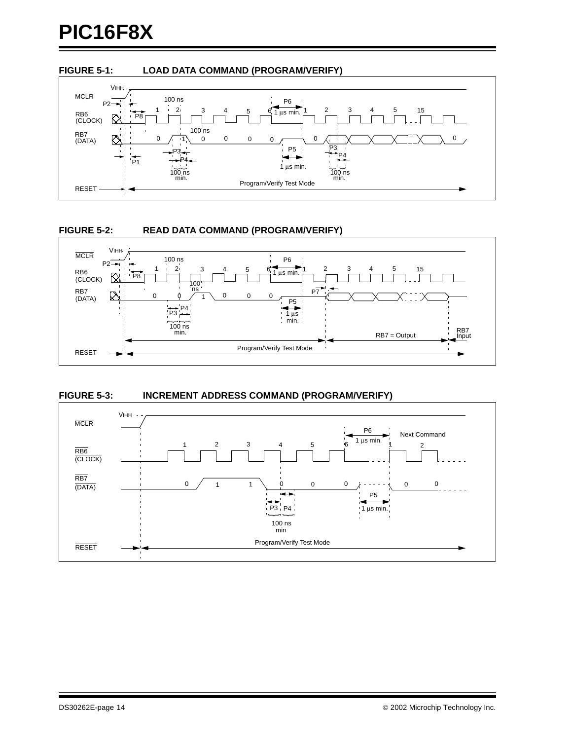**FIGURE 5-1: LOAD DATA COMMAND (PROGRAM/VERIFY)**

**FIGURE 5-2: READ DATA COMMAND (PROGRAM/VERIFY)**

**FIGURE 5-3: INCREMENT ADDRESS COMMAND (PROGRAM/VERIFY)**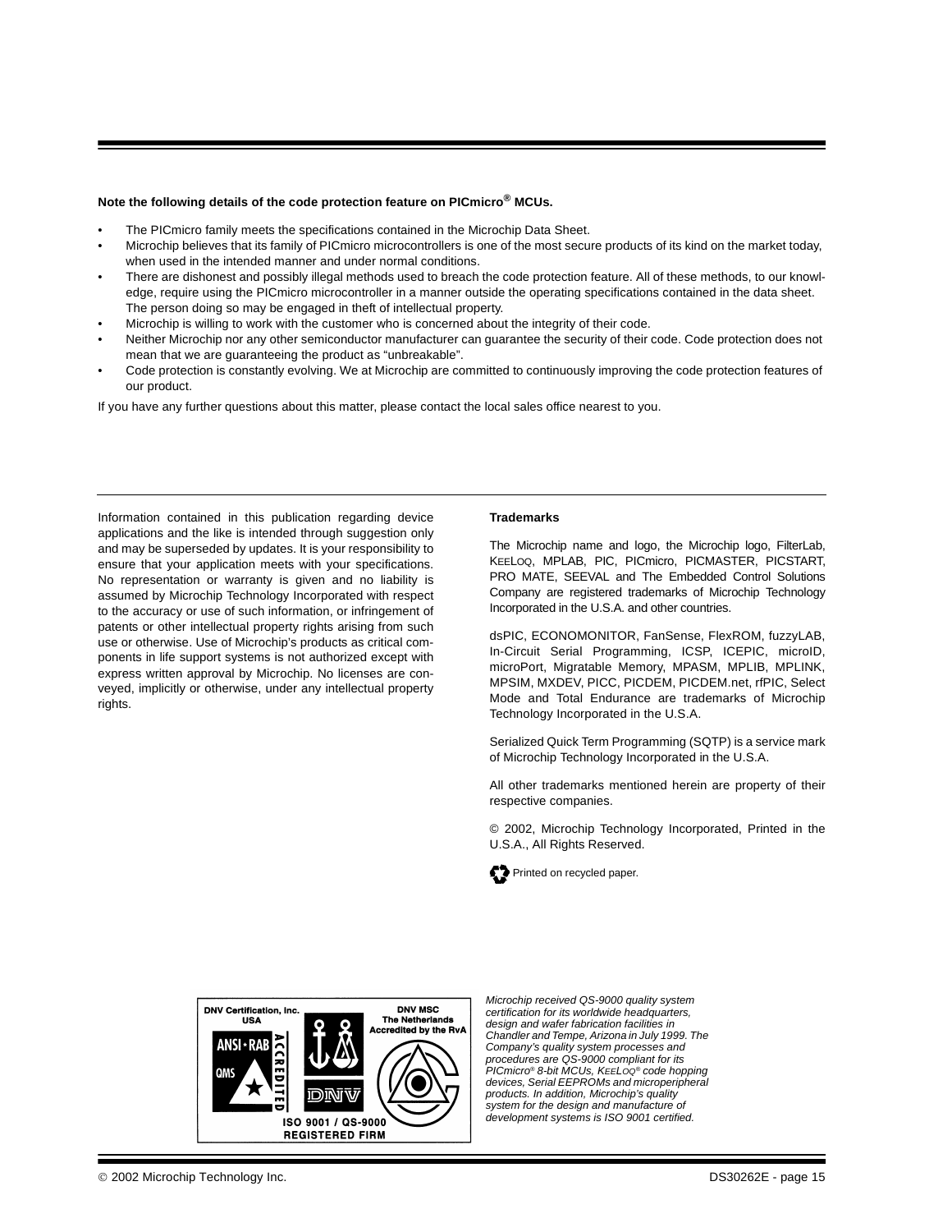**Note the following details of the code protection feature on PICmicro® MCUs.**

- The PICmicro family meets the specifications contained in the Microchip Data Sheet.
- Microchip believes that its family of PICmicro microcontrollers is one of the most secure products of its kind on the market today, when used in the intended manner and under normal conditions.
- There are dishonest and possibly illegal methods used to breach the code protection feature. All of these methods, to our knowledge, require using the PICmicro microcontroller in a manner outside the operating specifications contained in the data sheet. The person doing so may be engaged in theft of intellectual property.
- Microchip is willing to work with the customer who is concerned about the integrity of their code.
- Neither Microchip nor any other semiconductor manufacturer can guarantee the security of their code. Code protection does not mean that we are guaranteeing the product as "unbreakable".
- Code protection is constantly evolving. We at Microchip are committed to continuously improving the code protection features of our product.

If you have any further questions about this matter, please contact the local sales office nearest to you.

Information contained in this publication regarding device applications and the like is intended through suggestion only and may be superseded by updates. It is your responsibility to ensure that your application meets with your specifications. No representation or warranty is given and no liability is assumed by Microchip Technology Incorporated with respect to the accuracy or use of such information, or infringement of patents or other intellectual property rights arising from such use or otherwise. Use of Microchip's products as critical components in life support systems is not authorized except with express written approval by Microchip. No licenses are conveyed, implicitly or otherwise, under any intellectual property rights.

**Trademarks**

The Microchip name and logo, the Microchip logo, FilterLab, KEELOQ, MPLAB, PIC, PICmicro, PICMASTER, PICSTART, PRO MATE, SEEVAL and The Embedded Control Solutions Company are registered trademarks of Microchip Technology Incorporated in the U.S.A. and other countries.

dsPIC, ECONOMONITOR, FanSense, FlexROM, fuzzyLAB, In-Circuit Serial Programming, ICSP, ICEPIC, microID, microPort, Migratable Memory, MPASM, MPLIB, MPLINK, MPSIM, MXDEV, PICC, PICDEM, PICDEM.net, rfPIC, Select Mode and Total Endurance are trademarks of Microchip Technology Incorporated in the U.S.A.

Serialized Quick Term Programming (SQTP) is a service mark of Microchip Technology Incorporated in the U.S.A.

All other trademarks mentioned herein are property of their respective companies.

© 2002, Microchip Technology Incorporated, Printed in the U.S.A., All Rights Reserved.

Printed on recycled paper.

DNV Certification, Inc. USA

DNV MSC The Netherlands Accredited by the RvA

ANSI • RAB QMS ACCREDITED

DNV

ISO 9001 / QS-9000 REGISTERED FIRM

*Microchip received QS-9000 quality system certification for its worldwide headquarters, design and wafer fabrication facilities in Chandler and Tempe, Arizona in July 1999. The Company's quality system processes and procedures are QS-9000 compliant for its PICmicro® 8-bit MCUs, KEELOQ® code hopping devices, Serial EEPROMs and microperipheral products. In addition, Microchip's quality system for the design and manufacture of development systems is ISO 9001 certified.*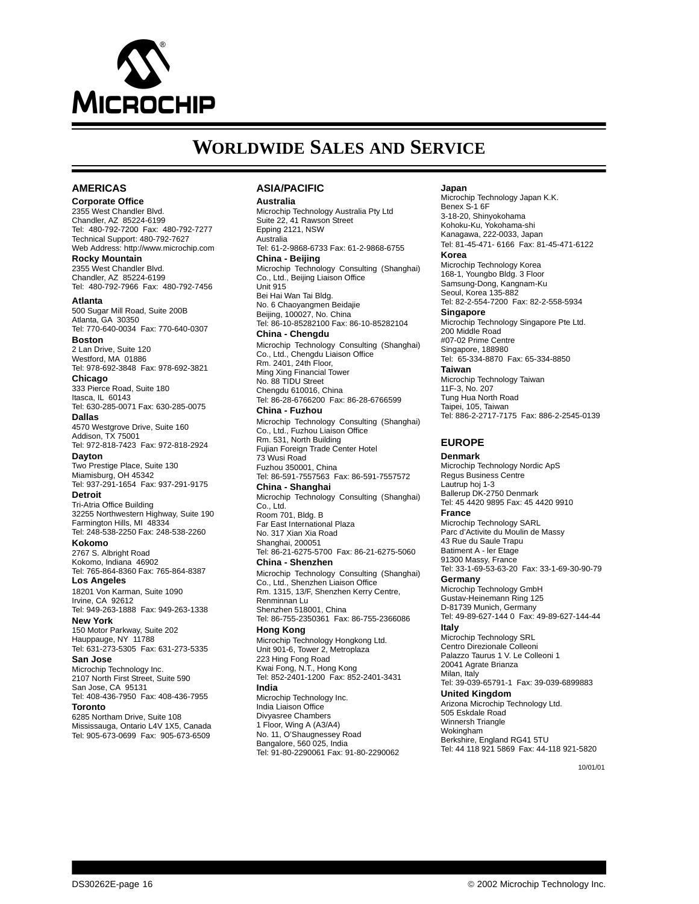# WORLDWIDE SALES AND SERVICE

## AMERICAS

**Corporate Office**
2355 West Chandler Blvd.
Chandler, AZ 85224-6199
Tel: 480-792-7200 Fax: 480-792-7277
Technical Support: 480-792-7627
Web Address: http://www.microchip.com

**Rocky Mountain**
2355 West Chandler Blvd.
Chandler, AZ 85224-6199
Tel: 480-792-7966 Fax: 480-792-7456

**Atlanta**
500 Sugar Mill Road, Suite 200B
Atlanta, GA 30350
Tel: 770-640-0034 Fax: 770-640-0307

**Boston**
2 Lan Drive, Suite 120
Westford, MA 01886
Tel: 978-692-3848 Fax: 978-692-3821

**Chicago**
333 Pierce Road, Suite 180
Itasca, IL 60143
Tel: 630-285-0071 Fax: 630-285-0075

**Dallas**
4570 Westgrove Drive, Suite 160
Addison, TX 75001
Tel: 972-818-7423 Fax: 972-818-2924

**Dayton**
Two Prestige Place, Suite 130
Miamisburg, OH 45342
Tel: 937-291-1654 Fax: 937-291-9175

**Detroit**
Tri-Atria Office Building
32255 Northwestern Highway, Suite 190
Farmington Hills, MI 48334
Tel: 248-538-2250 Fax: 248-538-2260

**Kokomo**
2767 S. Albright Road
Kokomo, Indiana 46902
Tel: 765-864-8360 Fax: 765-864-8387

**Los Angeles**
18201 Von Karman, Suite 1090
Irvine, CA 92612
Tel: 949-263-1888 Fax: 949-263-1338

**New York**
150 Motor Parkway, Suite 202
Hauppauge, NY 11788
Tel: 631-273-5305 Fax: 631-273-5335

**San Jose**
Microchip Technology Inc.
2107 North First Street, Suite 590
San Jose, CA 95131
Tel: 408-436-7950 Fax: 408-436-7955

**Toronto**
6285 Northam Drive, Suite 108
Mississauga, Ontario L4V 1X5, Canada
Tel: 905-673-0699 Fax: 905-673-6509

## ASIA/PACIFIC

**Australia**
Microchip Technology Australia Pty Ltd
Suite 22, 41 Rawson Street
Epping 2121, NSW
Australia
Tel: 61-2-9868-6733 Fax: 61-2-9868-6755

**China - Beijing**
Microchip Technology Consulting (Shanghai) Co., Ltd., Beijing Liaison Office
Unit 915
Bei Hai Wan Tai Bldg.
No. 6 Chaoyangmen Beidajie
Beijing, 100027, No. China
Tel: 86-10-85282100 Fax: 86-10-85282104

**China - Chengdu**
Microchip Technology Consulting (Shanghai) Co., Ltd., Chengdu Liaison Office
Rm. 2401, 24th Floor,
Ming Xing Financial Tower
No. 88 TIDU Street
Chengdu 610016, China
Tel: 86-28-6766200 Fax: 86-28-6766599

**China - Fuzhou**
Microchip Technology Consulting (Shanghai) Co., Ltd., Fuzhou Liaison Office
Rm. 531, North Building
Fujian Foreign Trade Center Hotel
73 Wusi Road
Fuzhou 350001, China
Tel: 86-591-7557563 Fax: 86-591-7557572

**China - Shanghai**
Microchip Technology Consulting (Shanghai) Co., Ltd.
Room 701, Bldg. B
Far East International Plaza
No. 317 Xian Xia Road
Shanghai, 200051
Tel: 86-21-6275-5700 Fax: 86-21-6275-5060

**China - Shenzhen**
Microchip Technology Consulting (Shanghai) Co., Ltd., Shenzhen Liaison Office
Rm. 1315, 13/F, Shenzhen Kerry Centre,
Renminnan Lu
Shenzhen 518001, China
Tel: 86-755-2350361 Fax: 86-755-2366086

**Hong Kong**
Microchip Technology Hongkong Ltd.
Unit 901-6, Tower 2, Metroplaza
223 Hing Fong Road
Kwai Fong, N.T., Hong Kong
Tel: 852-2401-1200 Fax: 852-2401-3431

**India**
Microchip Technology Inc.
India Liaison Office
Divyasree Chambers
1 Floor, Wing A (A3/A4)
No. 11, O'Shaugnessey Road
Bangalore, 560 025, India
Tel: 91-80-2290061 Fax: 91-80-2290062

**Japan**
Microchip Technology Japan K.K.
Benex S-1 6F
3-18-20, Shinyokohama
Kohoku-Ku, Yokohama-shi
Kanagawa, 222-0033, Japan
Tel: 81-45-471- 6166 Fax: 81-45-471-6122

**Korea**
Microchip Technology Korea
168-1, Youngbo Bldg. 3 Floor
Samsung-Dong, Kangnam-Ku
Seoul, Korea 135-882
Tel: 82-2-554-7200 Fax: 82-2-558-5934

**Singapore**
Microchip Technology Singapore Pte Ltd.
200 Middle Road
#07-02 Prime Centre
Singapore, 188980
Tel: 65-334-8870 Fax: 65-334-8850

**Taiwan**
Microchip Technology Taiwan
11F-3, No. 207
Tung Hua North Road
Taipei, 105, Taiwan
Tel: 886-2-2717-7175 Fax: 886-2-2545-0139

## EUROPE

**Denmark**
Microchip Technology Nordic ApS
Regus Business Centre
Lautrup hoj 1-3
Ballerup DK-2750 Denmark
Tel: 45 4420 9895 Fax: 45 4420 9910

**France**
Microchip Technology SARL
Parc d'Activite du Moulin de Massy
43 Rue du Saule Trapu
Batiment A - ler Etage
91300 Massy, France
Tel: 33-1-69-53-63-20 Fax: 33-1-69-30-90-79

**Germany**
Microchip Technology GmbH
Gustav-Heinemann Ring 125
D-81739 Munich, Germany
Tel: 49-89-627-144 0 Fax: 49-89-627-144-44

**Italy**
Microchip Technology SRL
Centro Direzionale Colleoni
Palazzo Taurus 1 V. Le Colleoni 1
20041 Agrate Brianza
Milan, Italy
Tel: 39-039-65791-1 Fax: 39-039-6899883

**United Kingdom**
Arizona Microchip Technology Ltd.
505 Eskdale Road
Winnersh Triangle
Wokingham
Berkshire, England RG41 5TU
Tel: 44 118 921 5869 Fax: 44-118 921-5820

10/01/01